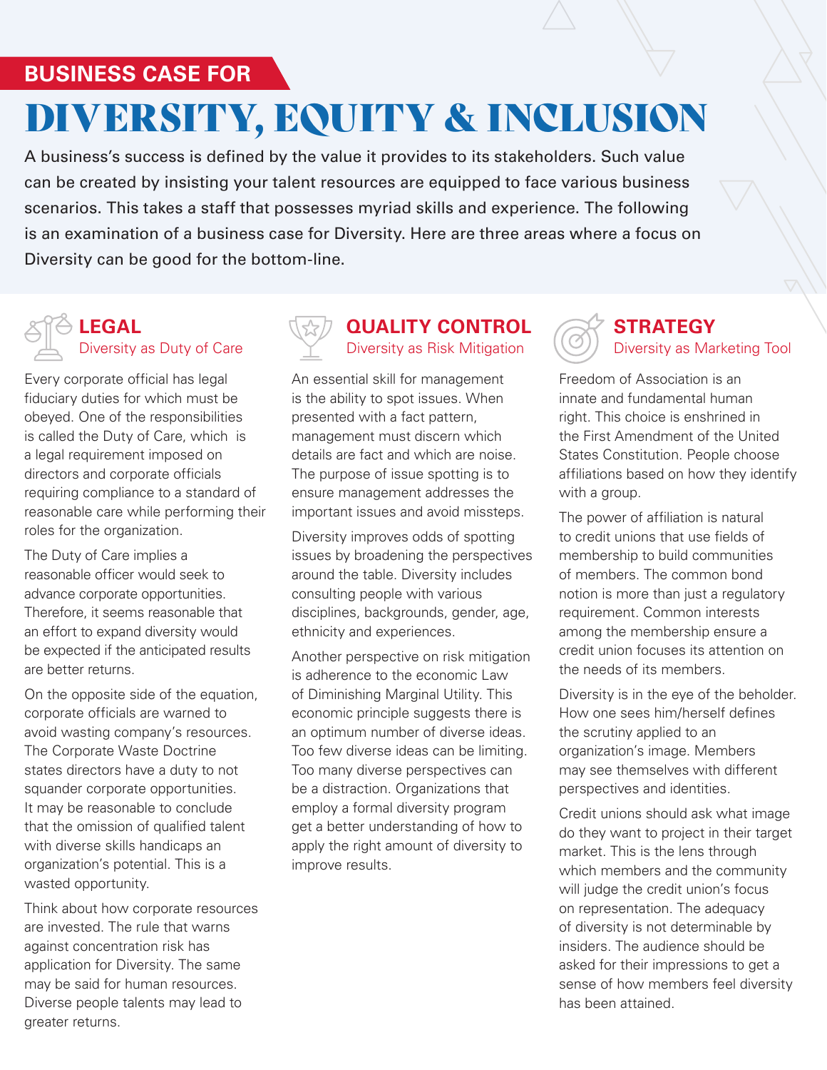**BUSINESS CASE FOR**

# DIVERSITY, EQUITY & INCLUSION

A business's success is defined by the value it provides to its stakeholders. Such value can be created by insisting your talent resources are equipped to face various business scenarios. This takes a staff that possesses myriad skills and experience. The following is an examination of a business case for Diversity. Here are three areas where a focus on Diversity can be good for the bottom-line.

## LEGAL

### Diversity as Duty of Care

Every corporate official has legal fiduciary duties for which must be obeyed. One of the responsibilities is called the Duty of Care, which is a legal requirement imposed on directors and corporate officials requiring compliance to a standard of reasonable care while performing their roles for the organization.

The Duty of Care implies a reasonable officer would seek to advance corporate opportunities. Therefore, it seems reasonable that an effort to expand diversity would be expected if the anticipated results are better returns.

On the opposite side of the equation, corporate officials are warned to avoid wasting company's resources. The Corporate Waste Doctrine states directors have a duty to not squander corporate opportunities. It may be reasonable to conclude that the omission of qualified talent with diverse skills handicaps an organization's potential. This is a wasted opportunity.

Think about how corporate resources are invested. The rule that warns against concentration risk has application for Diversity. The same may be said for human resources. Diverse people talents may lead to greater returns.

## QUALITY CONTROL

### Diversity as Risk Mitigation

An essential skill for management is the ability to spot issues. When presented with a fact pattern, management must discern which details are fact and which are noise. The purpose of issue spotting is to ensure management addresses the important issues and avoid missteps.

Diversity improves odds of spotting issues by broadening the perspectives around the table. Diversity includes consulting people with various disciplines, backgrounds, gender, age, ethnicity and experiences.

Another perspective on risk mitigation is adherence to the economic Law of Diminishing Marginal Utility. This economic principle suggests there is an optimum number of diverse ideas. Too few diverse ideas can be limiting. Too many diverse perspectives can be a distraction. Organizations that employ a formal diversity program get a better understanding of how to apply the right amount of diversity to improve results.

## STRATEGY

### Diversity as Marketing Tool

Freedom of Association is an innate and fundamental human right. This choice is enshrined in the First Amendment of the United States Constitution. People choose affiliations based on how they identify with a group.

The power of affiliation is natural to credit unions that use fields of membership to build communities of members. The common bond notion is more than just a regulatory requirement. Common interests among the membership ensure a credit union focuses its attention on the needs of its members.

Diversity is in the eye of the beholder. How one sees him/herself defines the scrutiny applied to an organization's image. Members may see themselves with different perspectives and identities.

Credit unions should ask what image do they want to project in their target market. This is the lens through which members and the community will judge the credit union's focus on representation. The adequacy of diversity is not determinable by insiders. The audience should be asked for their impressions to get a sense of how members feel diversity has been attained.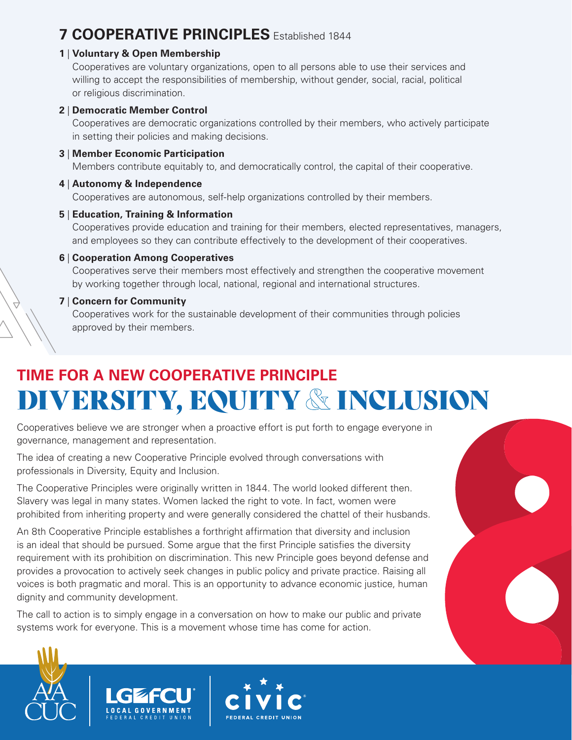# 7 COOPERATIVE PRINCIPLES Established 1844

**1** | **Voluntary & Open Membership**

Cooperatives are voluntary organizations, open to all persons able to use their services and willing to accept the responsibilities of membership, without gender, social, racial, political or religious discrimination.

**2** | **Democratic Member Control**

Cooperatives are democratic organizations controlled by their members, who actively participate in setting their policies and making decisions.

**3** | **Member Economic Participation**

Members contribute equitably to, and democratically control, the capital of their cooperative.

**4** | **Autonomy & Independence**

Cooperatives are autonomous, self-help organizations controlled by their members.

**5** | **Education, Training & Information**

Cooperatives provide education and training for their members, elected representatives, managers, and employees so they can contribute effectively to the development of their cooperatives.

**6** | **Cooperation Among Cooperatives**

Cooperatives serve their members most effectively and strengthen the cooperative movement by working together through local, national, regional and international structures.

**7** | **Concern for Community**

Cooperatives work for the sustainable development of their communities through policies approved by their members.

## TIME FOR A NEW COOPERATIVE PRINCIPLE

# DIVERSITY, EQUITY & INCLUSION

Cooperatives believe we are stronger when a proactive effort is put forth to engage everyone in governance, management and representation.

The idea of creating a new Cooperative Principle evolved through conversations with professionals in Diversity, Equity and Inclusion.

The Cooperative Principles were originally written in 1844. The world looked different then. Slavery was legal in many states. Women lacked the right to vote. In fact, women were prohibited from inheriting property and were generally considered the chattel of their husbands.

An 8th Cooperative Principle establishes a forthright affirmation that diversity and inclusion is an ideal that should be pursued. Some argue that the first Principle satisfies the diversity requirement with its prohibition on discrimination. This new Principle goes beyond defense and provides a provocation to actively seek changes in public policy and private practice. Raising all voices is both pragmatic and moral. This is an opportunity to advance economic justice, human dignity and community development.

The call to action is to simply engage in a conversation on how to make our public and private systems work for everyone. This is a movement whose time has come for action.

AACUC | LGFCU LOCAL GOVERNMENT FEDERAL CREDIT UNION | CIVIC FEDERAL CREDIT UNION